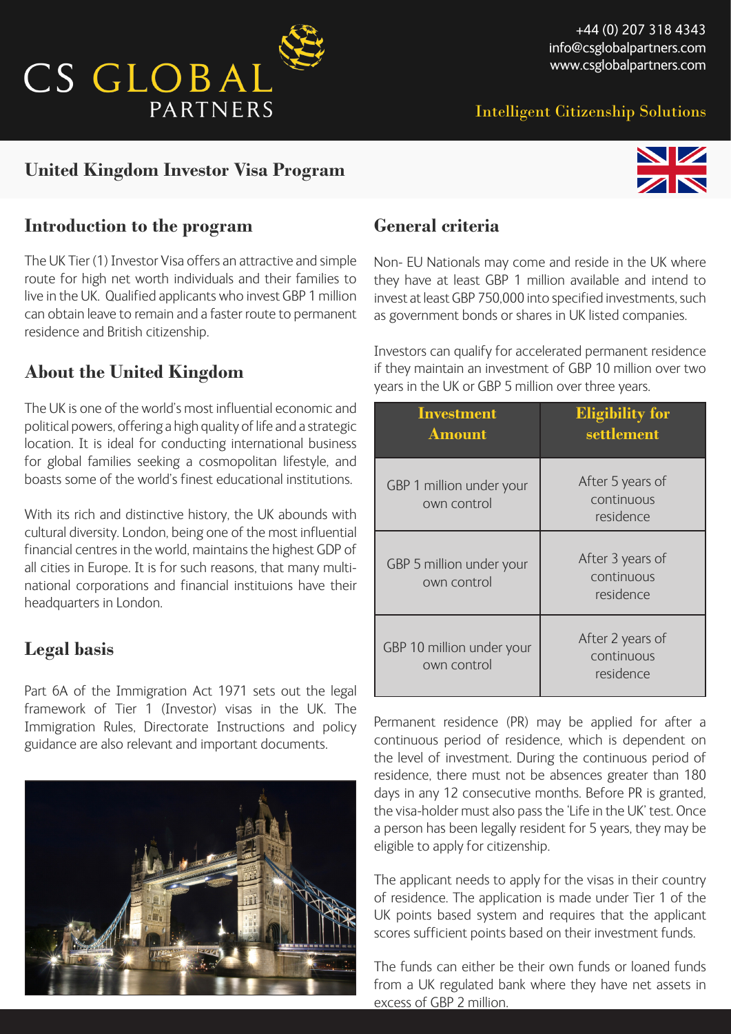# CS GLOBAL PARTNERS

+44 (0) 207 318 4343
info@csglobalpartners.com
www.csglobalpartners.com

Intelligent Citizenship Solutions

## United Kingdom Investor Visa Program

### Introduction to the program

The UK Tier (1) Investor Visa offers an attractive and simple route for high net worth individuals and their families to live in the UK. Qualified applicants who invest GBP 1 million can obtain leave to remain and a faster route to permanent residence and British citizenship.

### About the United Kingdom

The UK is one of the world's most influential economic and political powers, offering a high quality of life and a strategic location. It is ideal for conducting international business for global families seeking a cosmopolitan lifestyle, and boasts some of the world's finest educational institutions.

With its rich and distinctive history, the UK abounds with cultural diversity. London, being one of the most influential financial centres in the world, maintains the highest GDP of all cities in Europe. It is for such reasons, that many multi-national corporations and financial instituions have their headquarters in London.

### Legal basis

Part 6A of the Immigration Act 1971 sets out the legal framework of Tier 1 (Investor) visas in the UK. The Immigration Rules, Directorate Instructions and policy guidance are also relevant and important documents.

### General criteria

Non- EU Nationals may come and reside in the UK where they have at least GBP 1 million available and intend to invest at least GBP 750,000 into specified investments, such as government bonds or shares in UK listed companies.

Investors can qualify for accelerated permanent residence if they maintain an investment of GBP 10 million over two years in the UK or GBP 5 million over three years.

| Investment Amount | Eligibility for settlement |
|---|---|
| GBP 1 million under your own control | After 5 years of continuous residence |
| GBP 5 million under your own control | After 3 years of continuous residence |
| GBP 10 million under your own control | After 2 years of continuous residence |

Permanent residence (PR) may be applied for after a continuous period of residence, which is dependent on the level of investment. During the continuous period of residence, there must not be absences greater than 180 days in any 12 consecutive months. Before PR is granted, the visa-holder must also pass the 'Life in the UK' test. Once a person has been legally resident for 5 years, they may be eligible to apply for citizenship.

The applicant needs to apply for the visas in their country of residence. The application is made under Tier 1 of the UK points based system and requires that the applicant scores sufficient points based on their investment funds.

The funds can either be their own funds or loaned funds from a UK regulated bank where they have net assets in excess of GBP 2 million.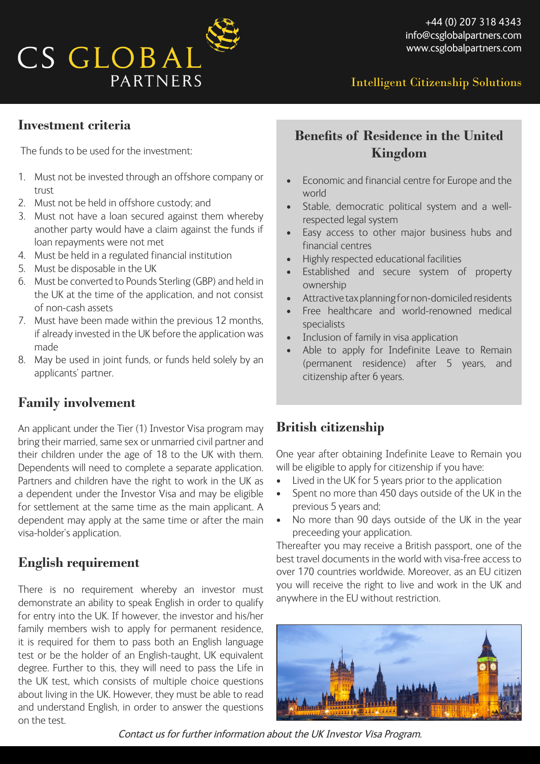## Investment criteria

The funds to be used for the investment:

1. Must not be invested through an offshore company or trust
2. Must not be held in offshore custody; and
3. Must not have a loan secured against them whereby another party would have a claim against the funds if loan repayments were not met
4. Must be held in a regulated financial institution
5. Must be disposable in the UK
6. Must be converted to Pounds Sterling (GBP) and held in the UK at the time of the application, and not consist of non-cash assets
7. Must have been made within the previous 12 months, if already invested in the UK before the application was made
8. May be used in joint funds, or funds held solely by an applicants' partner.

## Family involvement

An applicant under the Tier (1) Investor Visa program may bring their married, same sex or unmarried civil partner and their children under the age of 18 to the UK with them. Dependents will need to complete a separate application. Partners and children have the right to work in the UK as a dependent under the Investor Visa and may be eligible for settlement at the same time as the main applicant. A dependent may apply at the same time or after the main visa-holder's application.

## English requirement

There is no requirement whereby an investor must demonstrate an ability to speak English in order to qualify for entry into the UK. If however, the investor and his/her family members wish to apply for permanent residence, it is required for them to pass both an English language test or be the holder of an English-taught, UK equivalent degree. Further to this, they will need to pass the Life in the UK test, which consists of multiple choice questions about living in the UK. However, they must be able to read and understand English, in order to answer the questions on the test.

## Benefits of Residence in the United Kingdom

- Economic and financial centre for Europe and the world
- Stable, democratic political system and a well-respected legal system
- Easy access to other major business hubs and financial centres
- Highly respected educational facilities
- Established and secure system of property ownership
- Attractive tax planning for non-domiciled residents
- Free healthcare and world-renowned medical specialists
- Inclusion of family in visa application
- Able to apply for Indefinite Leave to Remain (permanent residence) after 5 years, and citizenship after 6 years.

## British citizenship

One year after obtaining Indefinite Leave to Remain you will be eligible to apply for citizenship if you have:

- Lived in the UK for 5 years prior to the application
- Spent no more than 450 days outside of the UK in the previous 5 years and;
- No more than 90 days outside of the UK in the year preceeding your application.

Thereafter you may receive a British passport, one of the best travel documents in the world with visa-free access to over 170 countries worldwide. Moreover, as an EU citizen you will receive the right to live and work in the UK and anywhere in the EU without restriction.

*Contact us for further information about the UK Investor Visa Program.*